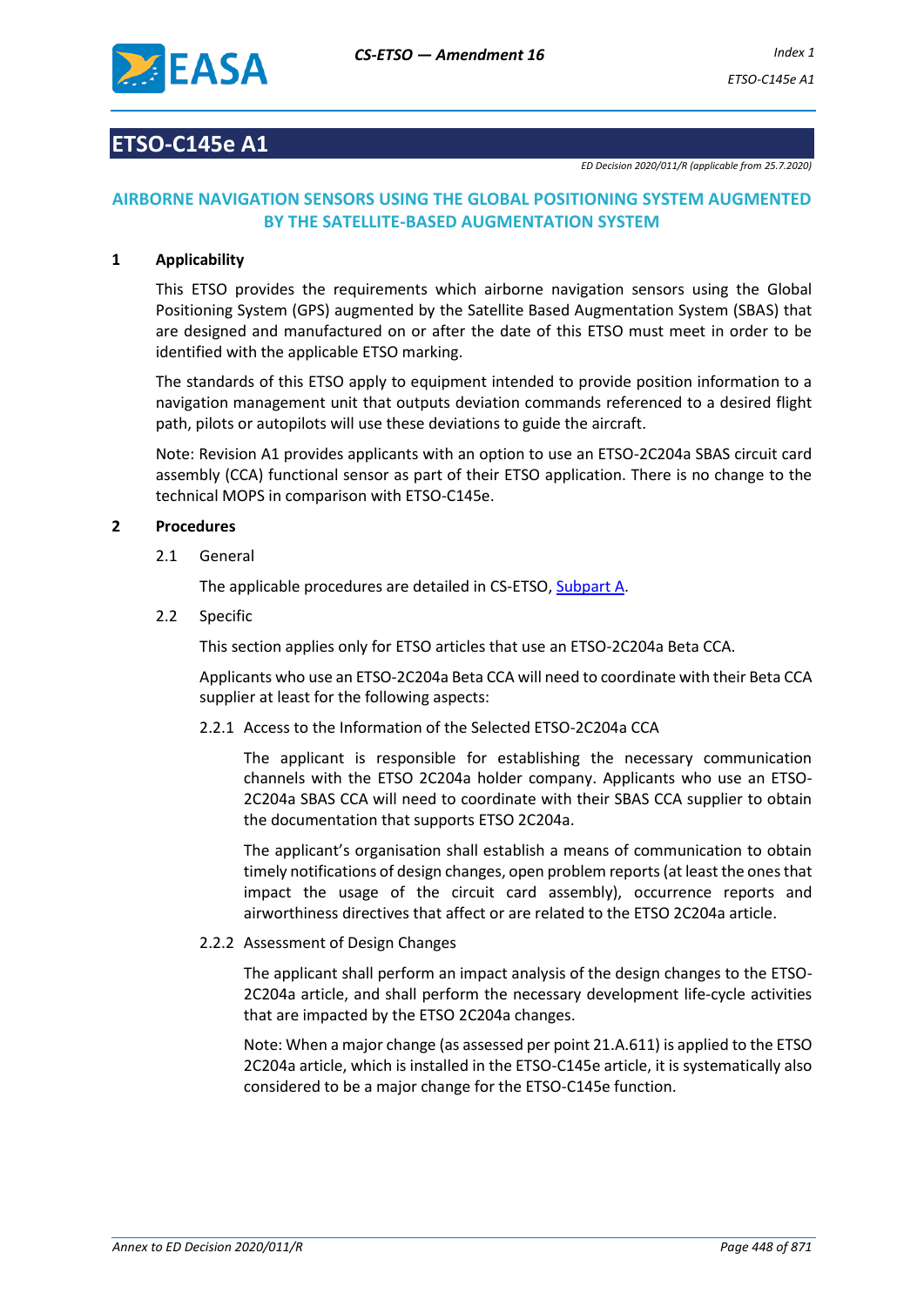# ETSO-C145e A1

*ED Decision 2020/011/R (applicable from 25.7.2020)*

## AIRBORNE NAVIGATION SENSORS USING THE GLOBAL POSITIONING SYSTEM AUGMENTED BY THE SATELLITE-BASED AUGMENTATION SYSTEM

### 1 Applicability

This ETSO provides the requirements which airborne navigation sensors using the Global Positioning System (GPS) augmented by the Satellite Based Augmentation System (SBAS) that are designed and manufactured on or after the date of this ETSO must meet in order to be identified with the applicable ETSO marking.

The standards of this ETSO apply to equipment intended to provide position information to a navigation management unit that outputs deviation commands referenced to a desired flight path, pilots or autopilots will use these deviations to guide the aircraft.

Note: Revision A1 provides applicants with an option to use an ETSO-2C204a SBAS circuit card assembly (CCA) functional sensor as part of their ETSO application. There is no change to the technical MOPS in comparison with ETSO-C145e.

### 2 Procedures

2.1 General

The applicable procedures are detailed in CS-ETSO, Subpart A.

2.2 Specific

This section applies only for ETSO articles that use an ETSO-2C204a Beta CCA.

Applicants who use an ETSO-2C204a Beta CCA will need to coordinate with their Beta CCA supplier at least for the following aspects:

2.2.1 Access to the Information of the Selected ETSO-2C204a CCA

The applicant is responsible for establishing the necessary communication channels with the ETSO 2C204a holder company. Applicants who use an ETSO-2C204a SBAS CCA will need to coordinate with their SBAS CCA supplier to obtain the documentation that supports ETSO 2C204a.

The applicant's organisation shall establish a means of communication to obtain timely notifications of design changes, open problem reports (at least the ones that impact the usage of the circuit card assembly), occurrence reports and airworthiness directives that affect or are related to the ETSO 2C204a article.

2.2.2 Assessment of Design Changes

The applicant shall perform an impact analysis of the design changes to the ETSO-2C204a article, and shall perform the necessary development life-cycle activities that are impacted by the ETSO 2C204a changes.

Note: When a major change (as assessed per point 21.A.611) is applied to the ETSO 2C204a article, which is installed in the ETSO-C145e article, it is systematically also considered to be a major change for the ETSO-C145e function.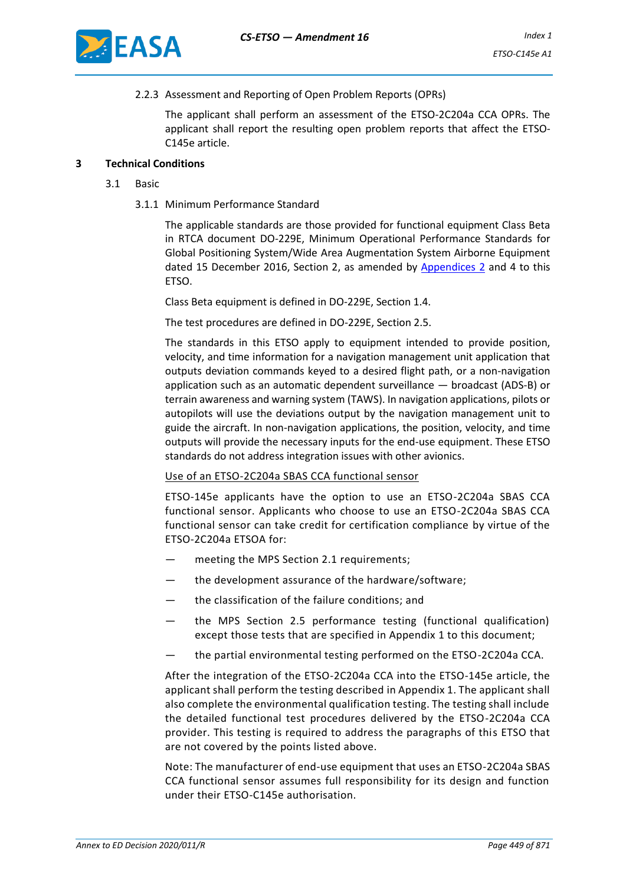2.2.3 Assessment and Reporting of Open Problem Reports (OPRs)

The applicant shall perform an assessment of the ETSO-2C204a CCA OPRs. The applicant shall report the resulting open problem reports that affect the ETSO-C145e article.

## 3 Technical Conditions

### 3.1 Basic

#### 3.1.1 Minimum Performance Standard

The applicable standards are those provided for functional equipment Class Beta in RTCA document DO-229E, Minimum Operational Performance Standards for Global Positioning System/Wide Area Augmentation System Airborne Equipment dated 15 December 2016, Section 2, as amended by Appendices 2 and 4 to this ETSO.

Class Beta equipment is defined in DO-229E, Section 1.4.

The test procedures are defined in DO-229E, Section 2.5.

The standards in this ETSO apply to equipment intended to provide position, velocity, and time information for a navigation management unit application that outputs deviation commands keyed to a desired flight path, or a non-navigation application such as an automatic dependent surveillance — broadcast (ADS-B) or terrain awareness and warning system (TAWS). In navigation applications, pilots or autopilots will use the deviations output by the navigation management unit to guide the aircraft. In non-navigation applications, the position, velocity, and time outputs will provide the necessary inputs for the end-use equipment. These ETSO standards do not address integration issues with other avionics.

Use of an ETSO-2C204a SBAS CCA functional sensor

ETSO-145e applicants have the option to use an ETSO-2C204a SBAS CCA functional sensor. Applicants who choose to use an ETSO-2C204a SBAS CCA functional sensor can take credit for certification compliance by virtue of the ETSO-2C204a ETSOA for:

- meeting the MPS Section 2.1 requirements;
- the development assurance of the hardware/software;
- the classification of the failure conditions; and
- the MPS Section 2.5 performance testing (functional qualification) except those tests that are specified in Appendix 1 to this document;
- the partial environmental testing performed on the ETSO-2C204a CCA.

After the integration of the ETSO-2C204a CCA into the ETSO-145e article, the applicant shall perform the testing described in Appendix 1. The applicant shall also complete the environmental qualification testing. The testing shall include the detailed functional test procedures delivered by the ETSO-2C204a CCA provider. This testing is required to address the paragraphs of this ETSO that are not covered by the points listed above.

Note: The manufacturer of end-use equipment that uses an ETSO-2C204a SBAS CCA functional sensor assumes full responsibility for its design and function under their ETSO-C145e authorisation.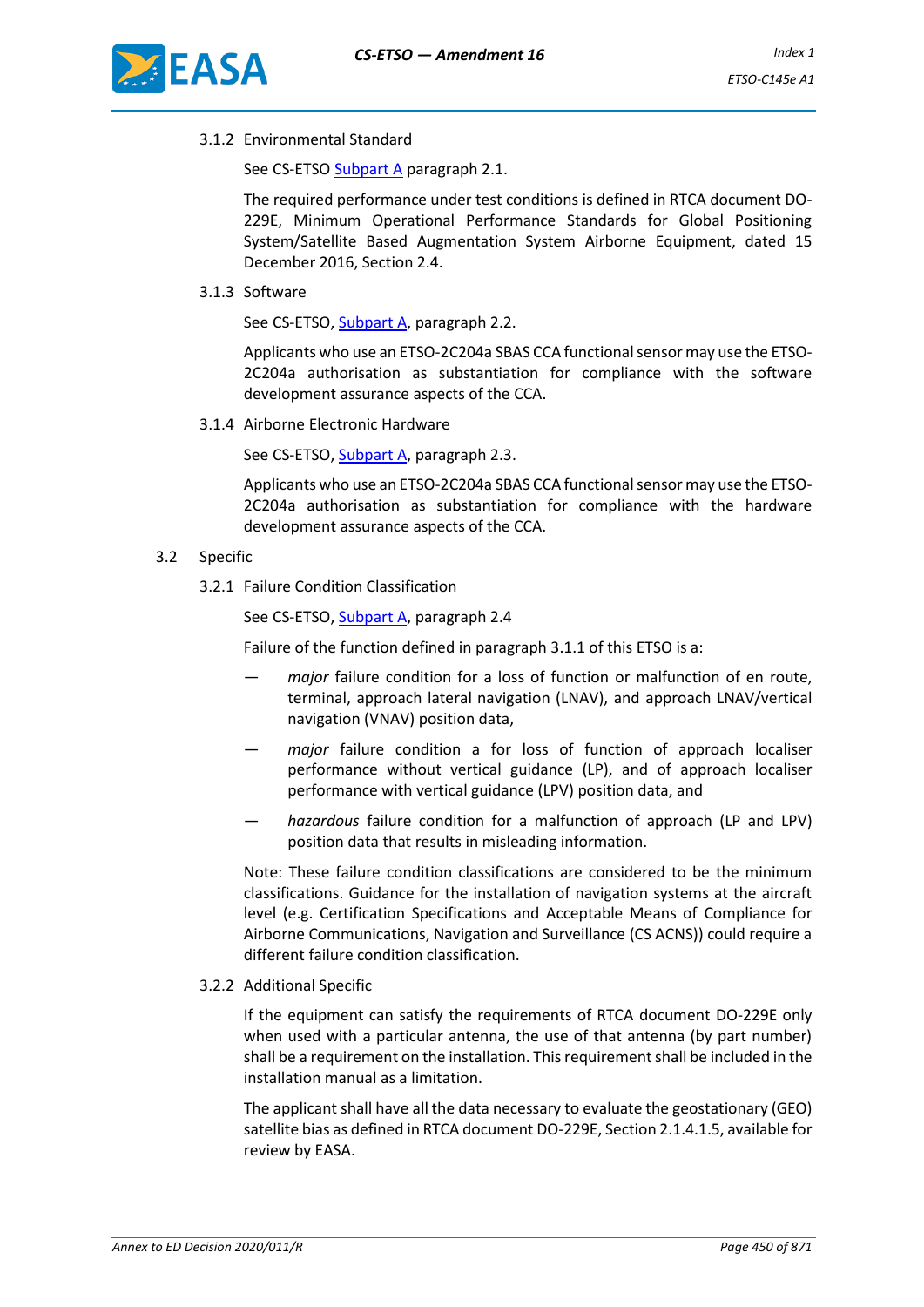#### 3.1.2 Environmental Standard

See CS-ETSO Subpart A paragraph 2.1.

The required performance under test conditions is defined in RTCA document DO-229E, Minimum Operational Performance Standards for Global Positioning System/Satellite Based Augmentation System Airborne Equipment, dated 15 December 2016, Section 2.4.

#### 3.1.3 Software

See CS-ETSO, Subpart A, paragraph 2.2.

Applicants who use an ETSO-2C204a SBAS CCA functional sensor may use the ETSO-2C204a authorisation as substantiation for compliance with the software development assurance aspects of the CCA.

#### 3.1.4 Airborne Electronic Hardware

See CS-ETSO, Subpart A, paragraph 2.3.

Applicants who use an ETSO-2C204a SBAS CCA functional sensor may use the ETSO-2C204a authorisation as substantiation for compliance with the hardware development assurance aspects of the CCA.

### 3.2 Specific

#### 3.2.1 Failure Condition Classification

See CS-ETSO, Subpart A, paragraph 2.4

Failure of the function defined in paragraph 3.1.1 of this ETSO is a:

— *major* failure condition for a loss of function or malfunction of en route, terminal, approach lateral navigation (LNAV), and approach LNAV/vertical navigation (VNAV) position data,

— *major* failure condition a for loss of function of approach localiser performance without vertical guidance (LP), and of approach localiser performance with vertical guidance (LPV) position data, and

— *hazardous* failure condition for a malfunction of approach (LP and LPV) position data that results in misleading information.

Note: These failure condition classifications are considered to be the minimum classifications. Guidance for the installation of navigation systems at the aircraft level (e.g. Certification Specifications and Acceptable Means of Compliance for Airborne Communications, Navigation and Surveillance (CS ACNS)) could require a different failure condition classification.

#### 3.2.2 Additional Specific

If the equipment can satisfy the requirements of RTCA document DO-229E only when used with a particular antenna, the use of that antenna (by part number) shall be a requirement on the installation. This requirement shall be included in the installation manual as a limitation.

The applicant shall have all the data necessary to evaluate the geostationary (GEO) satellite bias as defined in RTCA document DO-229E, Section 2.1.4.1.5, available for review by EASA.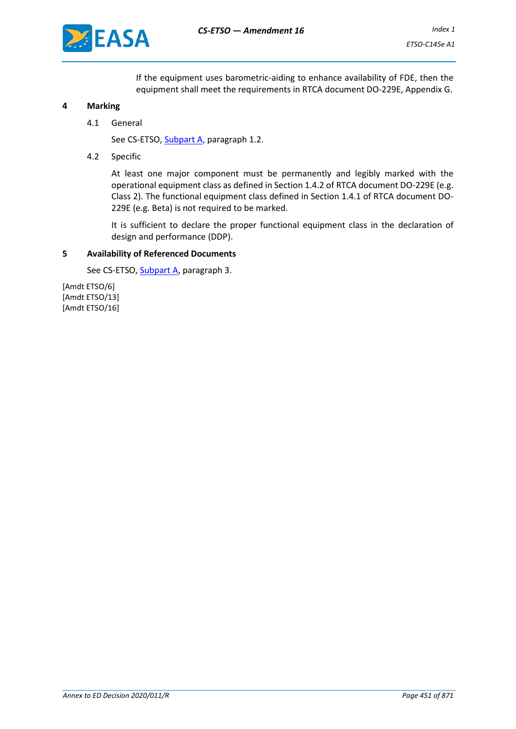If the equipment uses barometric-aiding to enhance availability of FDE, then the equipment shall meet the requirements in RTCA document DO-229E, Appendix G.

## 4 Marking

### 4.1 General

See CS-ETSO, Subpart A, paragraph 1.2.

### 4.2 Specific

At least one major component must be permanently and legibly marked with the operational equipment class as defined in Section 1.4.2 of RTCA document DO-229E (e.g. Class 2). The functional equipment class defined in Section 1.4.1 of RTCA document DO-229E (e.g. Beta) is not required to be marked.

It is sufficient to declare the proper functional equipment class in the declaration of design and performance (DDP).

## 5 Availability of Referenced Documents

See CS-ETSO, Subpart A, paragraph 3.

[Amdt ETSO/6]
[Amdt ETSO/13]
[Amdt ETSO/16]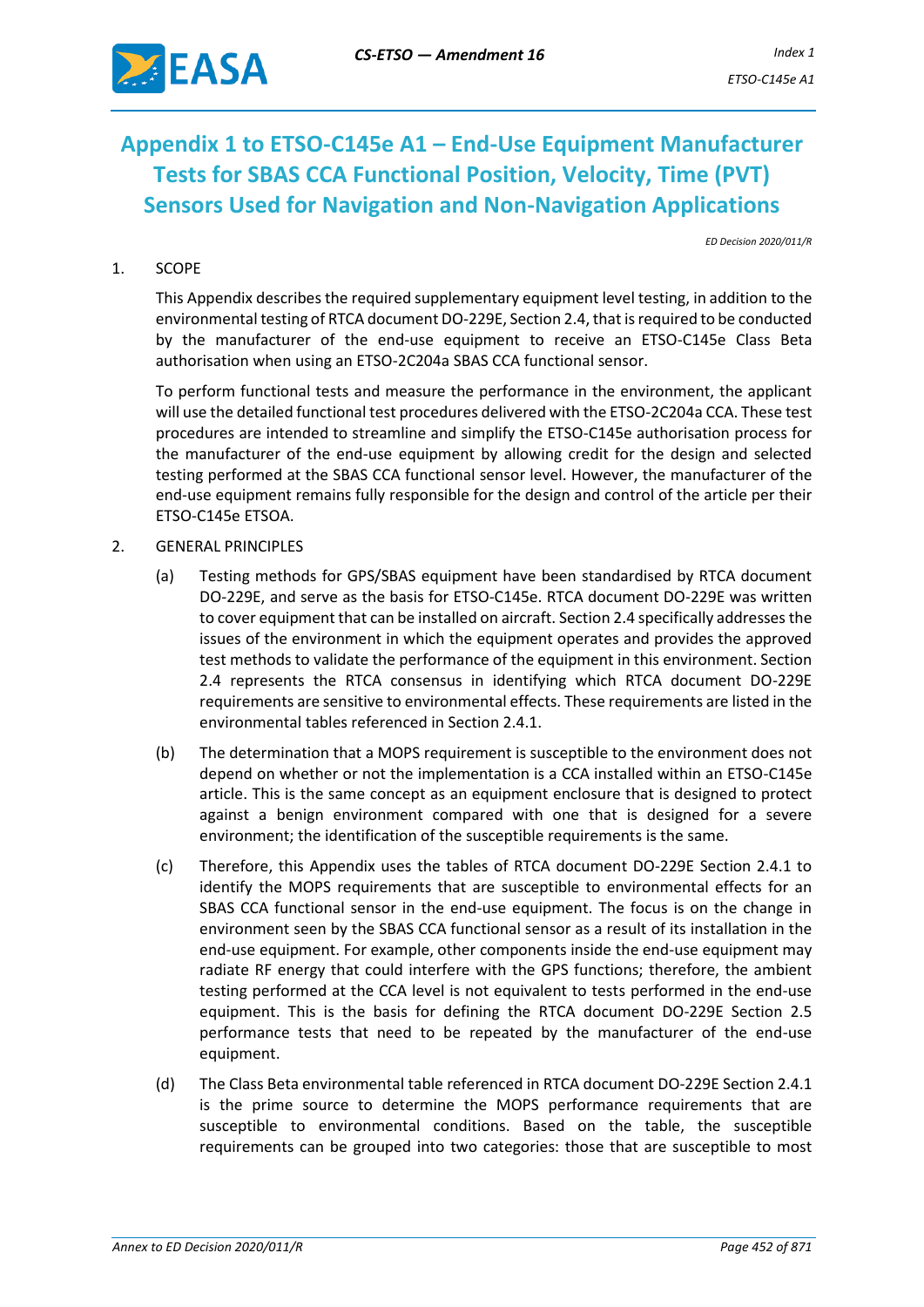# Appendix 1 to ETSO-C145e A1 – End-Use Equipment Manufacturer Tests for SBAS CCA Functional Position, Velocity, Time (PVT) Sensors Used for Navigation and Non-Navigation Applications

*ED Decision 2020/011/R*

1. SCOPE

   This Appendix describes the required supplementary equipment level testing, in addition to the environmental testing of RTCA document DO-229E, Section 2.4, that is required to be conducted by the manufacturer of the end-use equipment to receive an ETSO-C145e Class Beta authorisation when using an ETSO-2C204a SBAS CCA functional sensor.

   To perform functional tests and measure the performance in the environment, the applicant will use the detailed functional test procedures delivered with the ETSO-2C204a CCA. These test procedures are intended to streamline and simplify the ETSO-C145e authorisation process for the manufacturer of the end-use equipment by allowing credit for the design and selected testing performed at the SBAS CCA functional sensor level. However, the manufacturer of the end-use equipment remains fully responsible for the design and control of the article per their ETSO-C145e ETSOA.

2. GENERAL PRINCIPLES

   (a) Testing methods for GPS/SBAS equipment have been standardised by RTCA document DO-229E, and serve as the basis for ETSO-C145e. RTCA document DO-229E was written to cover equipment that can be installed on aircraft. Section 2.4 specifically addresses the issues of the environment in which the equipment operates and provides the approved test methods to validate the performance of the equipment in this environment. Section 2.4 represents the RTCA consensus in identifying which RTCA document DO-229E requirements are sensitive to environmental effects. These requirements are listed in the environmental tables referenced in Section 2.4.1.

   (b) The determination that a MOPS requirement is susceptible to the environment does not depend on whether or not the implementation is a CCA installed within an ETSO-C145e article. This is the same concept as an equipment enclosure that is designed to protect against a benign environment compared with one that is designed for a severe environment; the identification of the susceptible requirements is the same.

   (c) Therefore, this Appendix uses the tables of RTCA document DO-229E Section 2.4.1 to identify the MOPS requirements that are susceptible to environmental effects for an SBAS CCA functional sensor in the end-use equipment. The focus is on the change in environment seen by the SBAS CCA functional sensor as a result of its installation in the end-use equipment. For example, other components inside the end-use equipment may radiate RF energy that could interfere with the GPS functions; therefore, the ambient testing performed at the CCA level is not equivalent to tests performed in the end-use equipment. This is the basis for defining the RTCA document DO-229E Section 2.5 performance tests that need to be repeated by the manufacturer of the end-use equipment.

   (d) The Class Beta environmental table referenced in RTCA document DO-229E Section 2.4.1 is the prime source to determine the MOPS performance requirements that are susceptible to environmental conditions. Based on the table, the susceptible requirements can be grouped into two categories: those that are susceptible to most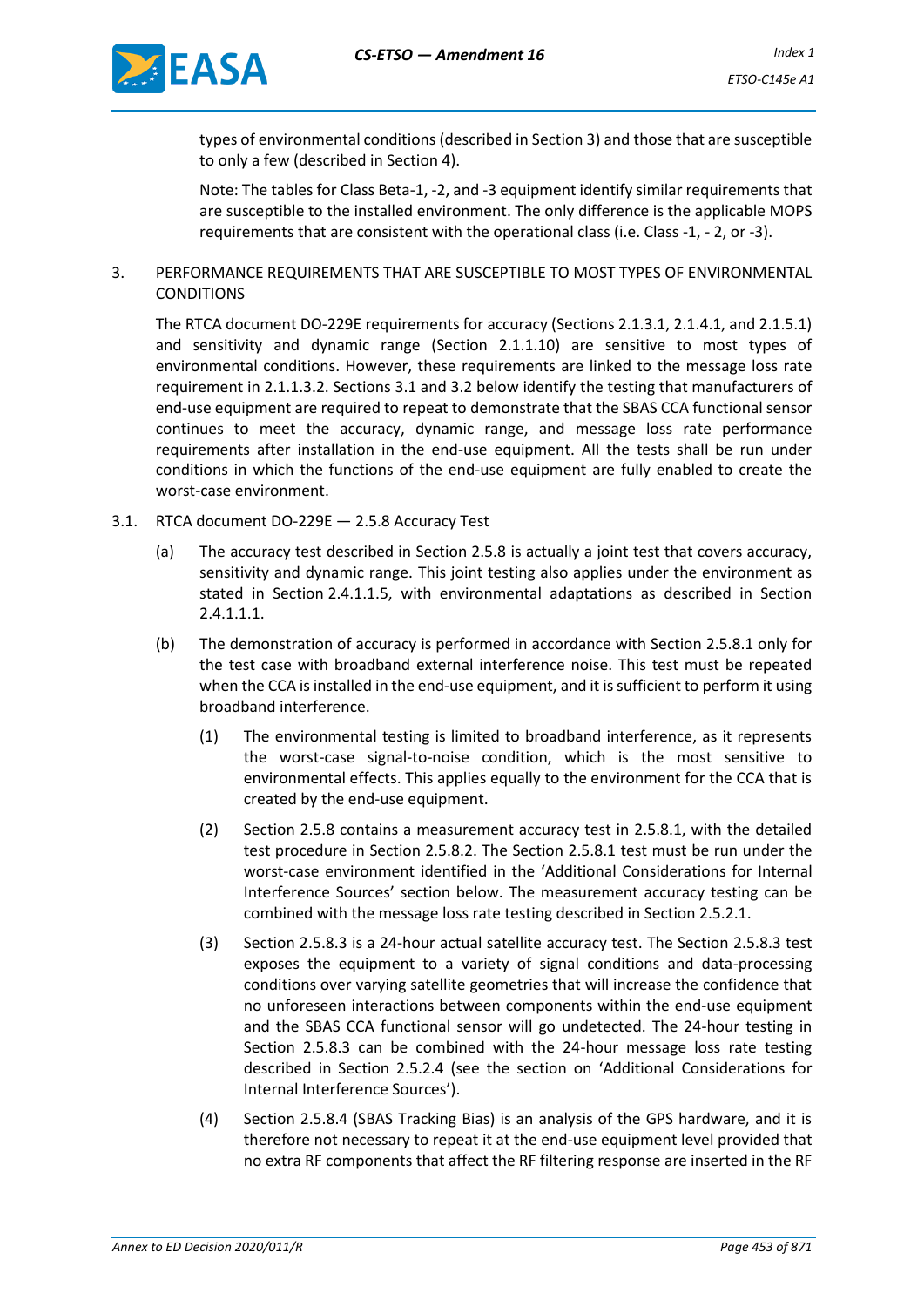types of environmental conditions (described in Section 3) and those that are susceptible to only a few (described in Section 4).

Note: The tables for Class Beta-1, -2, and -3 equipment identify similar requirements that are susceptible to the installed environment. The only difference is the applicable MOPS requirements that are consistent with the operational class (i.e. Class -1, - 2, or -3).

## 3. PERFORMANCE REQUIREMENTS THAT ARE SUSCEPTIBLE TO MOST TYPES OF ENVIRONMENTAL CONDITIONS

The RTCA document DO-229E requirements for accuracy (Sections 2.1.3.1, 2.1.4.1, and 2.1.5.1) and sensitivity and dynamic range (Section 2.1.1.10) are sensitive to most types of environmental conditions. However, these requirements are linked to the message loss rate requirement in 2.1.1.3.2. Sections 3.1 and 3.2 below identify the testing that manufacturers of end-use equipment are required to repeat to demonstrate that the SBAS CCA functional sensor continues to meet the accuracy, dynamic range, and message loss rate performance requirements after installation in the end-use equipment. All the tests shall be run under conditions in which the functions of the end-use equipment are fully enabled to create the worst-case environment.

### 3.1. RTCA document DO-229E — 2.5.8 Accuracy Test

(a) The accuracy test described in Section 2.5.8 is actually a joint test that covers accuracy, sensitivity and dynamic range. This joint testing also applies under the environment as stated in Section 2.4.1.1.5, with environmental adaptations as described in Section 2.4.1.1.1.

(b) The demonstration of accuracy is performed in accordance with Section 2.5.8.1 only for the test case with broadband external interference noise. This test must be repeated when the CCA is installed in the end-use equipment, and it is sufficient to perform it using broadband interference.

(1) The environmental testing is limited to broadband interference, as it represents the worst-case signal-to-noise condition, which is the most sensitive to environmental effects. This applies equally to the environment for the CCA that is created by the end-use equipment.

(2) Section 2.5.8 contains a measurement accuracy test in 2.5.8.1, with the detailed test procedure in Section 2.5.8.2. The Section 2.5.8.1 test must be run under the worst-case environment identified in the 'Additional Considerations for Internal Interference Sources' section below. The measurement accuracy testing can be combined with the message loss rate testing described in Section 2.5.2.1.

(3) Section 2.5.8.3 is a 24-hour actual satellite accuracy test. The Section 2.5.8.3 test exposes the equipment to a variety of signal conditions and data-processing conditions over varying satellite geometries that will increase the confidence that no unforeseen interactions between components within the end-use equipment and the SBAS CCA functional sensor will go undetected. The 24-hour testing in Section 2.5.8.3 can be combined with the 24-hour message loss rate testing described in Section 2.5.2.4 (see the section on 'Additional Considerations for Internal Interference Sources').

(4) Section 2.5.8.4 (SBAS Tracking Bias) is an analysis of the GPS hardware, and it is therefore not necessary to repeat it at the end-use equipment level provided that no extra RF components that affect the RF filtering response are inserted in the RF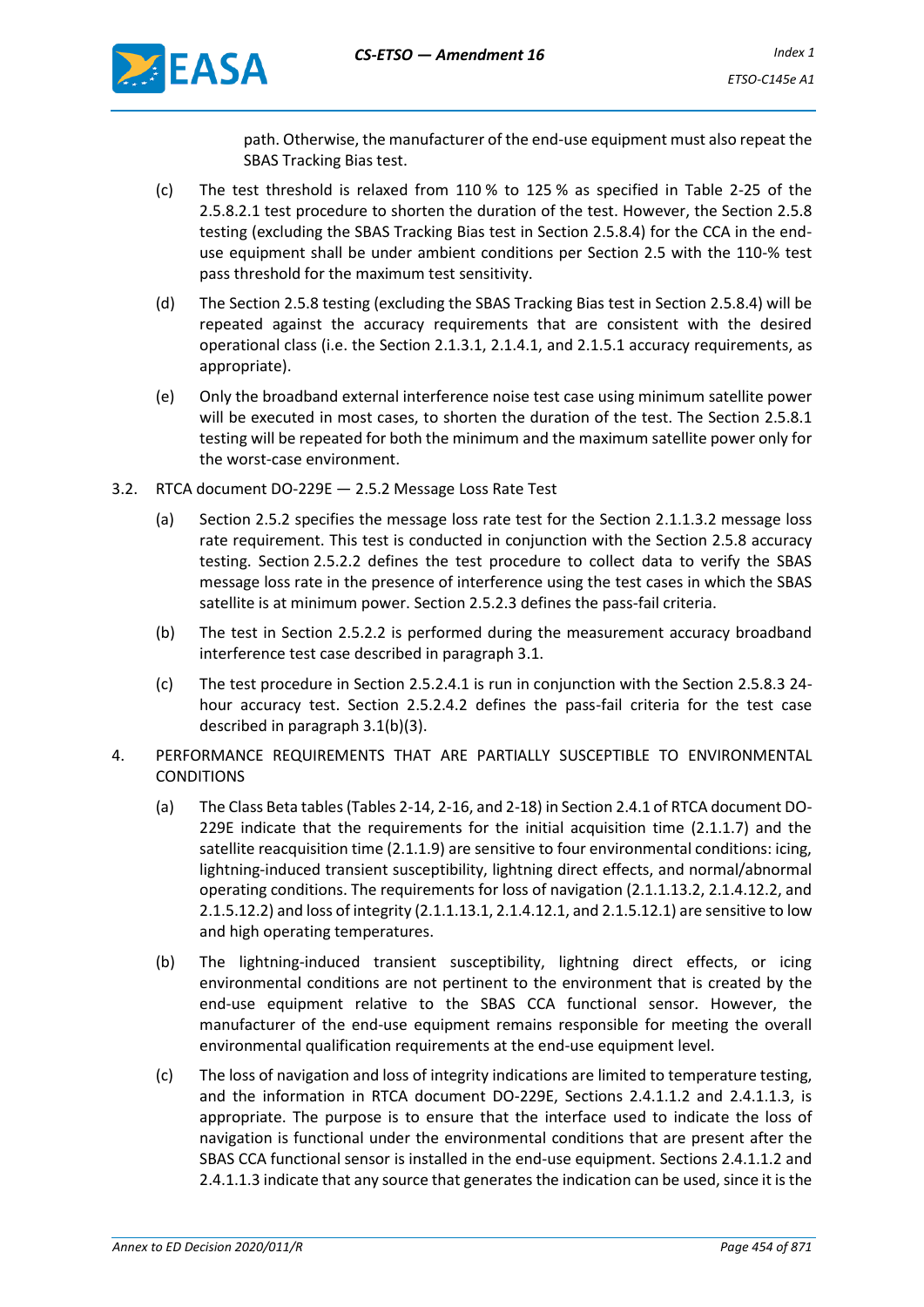path. Otherwise, the manufacturer of the end-use equipment must also repeat the SBAS Tracking Bias test.

(c) The test threshold is relaxed from 110 % to 125 % as specified in Table 2-25 of the 2.5.8.2.1 test procedure to shorten the duration of the test. However, the Section 2.5.8 testing (excluding the SBAS Tracking Bias test in Section 2.5.8.4) for the CCA in the end-use equipment shall be under ambient conditions per Section 2.5 with the 110-% test pass threshold for the maximum test sensitivity.

(d) The Section 2.5.8 testing (excluding the SBAS Tracking Bias test in Section 2.5.8.4) will be repeated against the accuracy requirements that are consistent with the desired operational class (i.e. the Section 2.1.3.1, 2.1.4.1, and 2.1.5.1 accuracy requirements, as appropriate).

(e) Only the broadband external interference noise test case using minimum satellite power will be executed in most cases, to shorten the duration of the test. The Section 2.5.8.1 testing will be repeated for both the minimum and the maximum satellite power only for the worst-case environment.

3.2. RTCA document DO-229E — 2.5.2 Message Loss Rate Test

(a) Section 2.5.2 specifies the message loss rate test for the Section 2.1.1.3.2 message loss rate requirement. This test is conducted in conjunction with the Section 2.5.8 accuracy testing. Section 2.5.2.2 defines the test procedure to collect data to verify the SBAS message loss rate in the presence of interference using the test cases in which the SBAS satellite is at minimum power. Section 2.5.2.3 defines the pass-fail criteria.

(b) The test in Section 2.5.2.2 is performed during the measurement accuracy broadband interference test case described in paragraph 3.1.

(c) The test procedure in Section 2.5.2.4.1 is run in conjunction with the Section 2.5.8.3 24-hour accuracy test. Section 2.5.2.4.2 defines the pass-fail criteria for the test case described in paragraph 3.1(b)(3).

4. PERFORMANCE REQUIREMENTS THAT ARE PARTIALLY SUSCEPTIBLE TO ENVIRONMENTAL CONDITIONS

(a) The Class Beta tables (Tables 2-14, 2-16, and 2-18) in Section 2.4.1 of RTCA document DO-229E indicate that the requirements for the initial acquisition time (2.1.1.7) and the satellite reacquisition time (2.1.1.9) are sensitive to four environmental conditions: icing, lightning-induced transient susceptibility, lightning direct effects, and normal/abnormal operating conditions. The requirements for loss of navigation (2.1.1.13.2, 2.1.4.12.2, and 2.1.5.12.2) and loss of integrity (2.1.1.13.1, 2.1.4.12.1, and 2.1.5.12.1) are sensitive to low and high operating temperatures.

(b) The lightning-induced transient susceptibility, lightning direct effects, or icing environmental conditions are not pertinent to the environment that is created by the end-use equipment relative to the SBAS CCA functional sensor. However, the manufacturer of the end-use equipment remains responsible for meeting the overall environmental qualification requirements at the end-use equipment level.

(c) The loss of navigation and loss of integrity indications are limited to temperature testing, and the information in RTCA document DO-229E, Sections 2.4.1.1.2 and 2.4.1.1.3, is appropriate. The purpose is to ensure that the interface used to indicate the loss of navigation is functional under the environmental conditions that are present after the SBAS CCA functional sensor is installed in the end-use equipment. Sections 2.4.1.1.2 and 2.4.1.1.3 indicate that any source that generates the indication can be used, since it is the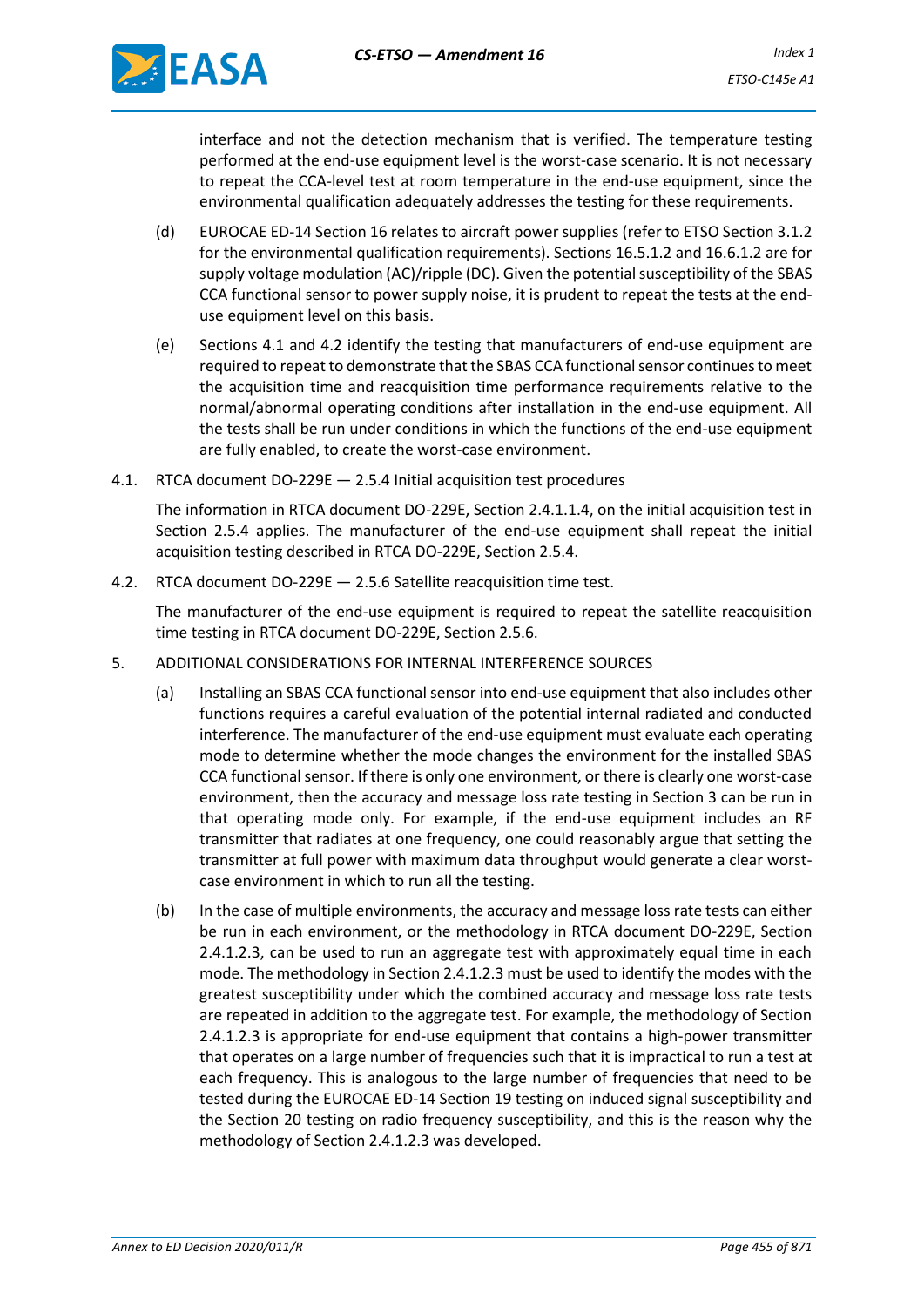interface and not the detection mechanism that is verified. The temperature testing performed at the end-use equipment level is the worst-case scenario. It is not necessary to repeat the CCA-level test at room temperature in the end-use equipment, since the environmental qualification adequately addresses the testing for these requirements.

(d) EUROCAE ED-14 Section 16 relates to aircraft power supplies (refer to ETSO Section 3.1.2 for the environmental qualification requirements). Sections 16.5.1.2 and 16.6.1.2 are for supply voltage modulation (AC)/ripple (DC). Given the potential susceptibility of the SBAS CCA functional sensor to power supply noise, it is prudent to repeat the tests at the end-use equipment level on this basis.

(e) Sections 4.1 and 4.2 identify the testing that manufacturers of end-use equipment are required to repeat to demonstrate that the SBAS CCA functional sensor continues to meet the acquisition time and reacquisition time performance requirements relative to the normal/abnormal operating conditions after installation in the end-use equipment. All the tests shall be run under conditions in which the functions of the end-use equipment are fully enabled, to create the worst-case environment.

4.1. RTCA document DO-229E — 2.5.4 Initial acquisition test procedures

The information in RTCA document DO-229E, Section 2.4.1.1.4, on the initial acquisition test in Section 2.5.4 applies. The manufacturer of the end-use equipment shall repeat the initial acquisition testing described in RTCA DO-229E, Section 2.5.4.

4.2. RTCA document DO-229E — 2.5.6 Satellite reacquisition time test.

The manufacturer of the end-use equipment is required to repeat the satellite reacquisition time testing in RTCA document DO-229E, Section 2.5.6.

5. ADDITIONAL CONSIDERATIONS FOR INTERNAL INTERFERENCE SOURCES

(a) Installing an SBAS CCA functional sensor into end-use equipment that also includes other functions requires a careful evaluation of the potential internal radiated and conducted interference. The manufacturer of the end-use equipment must evaluate each operating mode to determine whether the mode changes the environment for the installed SBAS CCA functional sensor. If there is only one environment, or there is clearly one worst-case environment, then the accuracy and message loss rate testing in Section 3 can be run in that operating mode only. For example, if the end-use equipment includes an RF transmitter that radiates at one frequency, one could reasonably argue that setting the transmitter at full power with maximum data throughput would generate a clear worst-case environment in which to run all the testing.

(b) In the case of multiple environments, the accuracy and message loss rate tests can either be run in each environment, or the methodology in RTCA document DO-229E, Section 2.4.1.2.3, can be used to run an aggregate test with approximately equal time in each mode. The methodology in Section 2.4.1.2.3 must be used to identify the modes with the greatest susceptibility under which the combined accuracy and message loss rate tests are repeated in addition to the aggregate test. For example, the methodology of Section 2.4.1.2.3 is appropriate for end-use equipment that contains a high-power transmitter that operates on a large number of frequencies such that it is impractical to run a test at each frequency. This is analogous to the large number of frequencies that need to be tested during the EUROCAE ED-14 Section 19 testing on induced signal susceptibility and the Section 20 testing on radio frequency susceptibility, and this is the reason why the methodology of Section 2.4.1.2.3 was developed.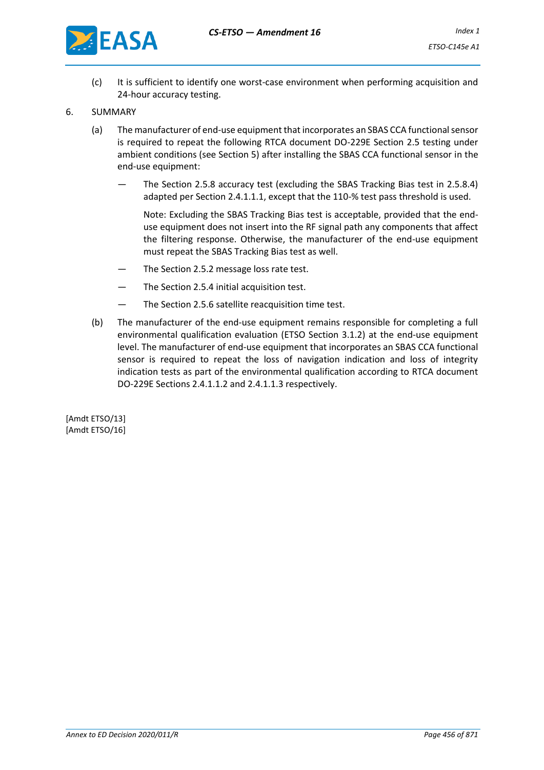(c) It is sufficient to identify one worst-case environment when performing acquisition and 24-hour accuracy testing.

6. SUMMARY

(a) The manufacturer of end-use equipment that incorporates an SBAS CCA functional sensor is required to repeat the following RTCA document DO-229E Section 2.5 testing under ambient conditions (see Section 5) after installing the SBAS CCA functional sensor in the end-use equipment:

— The Section 2.5.8 accuracy test (excluding the SBAS Tracking Bias test in 2.5.8.4) adapted per Section 2.4.1.1.1, except that the 110-% test pass threshold is used.

Note: Excluding the SBAS Tracking Bias test is acceptable, provided that the end-use equipment does not insert into the RF signal path any components that affect the filtering response. Otherwise, the manufacturer of the end-use equipment must repeat the SBAS Tracking Bias test as well.

— The Section 2.5.2 message loss rate test.

— The Section 2.5.4 initial acquisition test.

— The Section 2.5.6 satellite reacquisition time test.

(b) The manufacturer of the end-use equipment remains responsible for completing a full environmental qualification evaluation (ETSO Section 3.1.2) at the end-use equipment level. The manufacturer of end-use equipment that incorporates an SBAS CCA functional sensor is required to repeat the loss of navigation indication and loss of integrity indication tests as part of the environmental qualification according to RTCA document DO-229E Sections 2.4.1.1.2 and 2.4.1.1.3 respectively.

[Amdt ETSO/13]
[Amdt ETSO/16]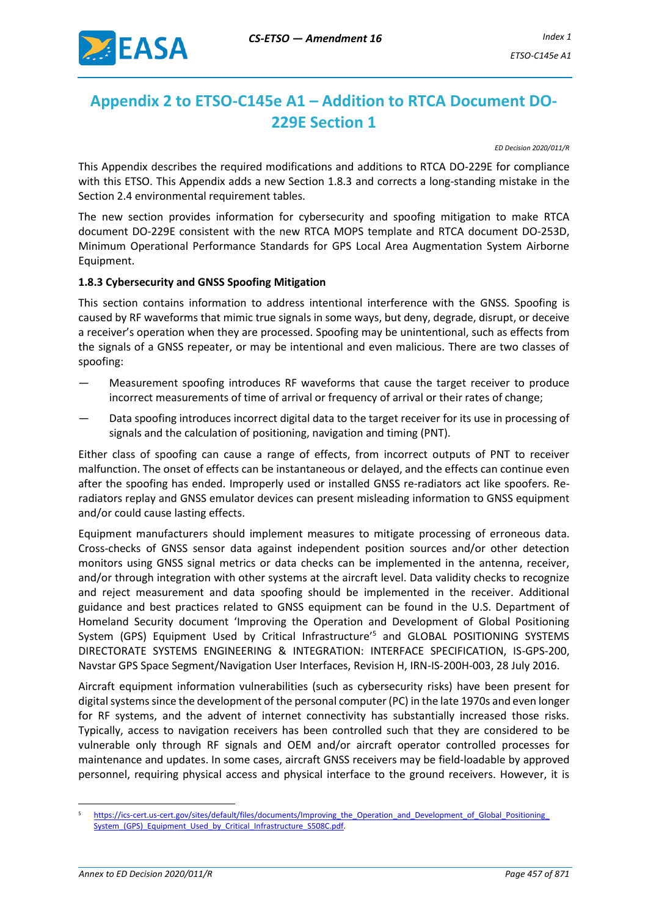# Appendix 2 to ETSO-C145e A1 – Addition to RTCA Document DO-229E Section 1

*ED Decision 2020/011/R*

This Appendix describes the required modifications and additions to RTCA DO-229E for compliance with this ETSO. This Appendix adds a new Section 1.8.3 and corrects a long-standing mistake in the Section 2.4 environmental requirement tables.

The new section provides information for cybersecurity and spoofing mitigation to make RTCA document DO-229E consistent with the new RTCA MOPS template and RTCA document DO-253D, Minimum Operational Performance Standards for GPS Local Area Augmentation System Airborne Equipment.

**1.8.3 Cybersecurity and GNSS Spoofing Mitigation**

This section contains information to address intentional interference with the GNSS. Spoofing is caused by RF waveforms that mimic true signals in some ways, but deny, degrade, disrupt, or deceive a receiver's operation when they are processed. Spoofing may be unintentional, such as effects from the signals of a GNSS repeater, or may be intentional and even malicious. There are two classes of spoofing:

— Measurement spoofing introduces RF waveforms that cause the target receiver to produce incorrect measurements of time of arrival or frequency of arrival or their rates of change;

— Data spoofing introduces incorrect digital data to the target receiver for its use in processing of signals and the calculation of positioning, navigation and timing (PNT).

Either class of spoofing can cause a range of effects, from incorrect outputs of PNT to receiver malfunction. The onset of effects can be instantaneous or delayed, and the effects can continue even after the spoofing has ended. Improperly used or installed GNSS re-radiators act like spoofers. Re-radiators replay and GNSS emulator devices can present misleading information to GNSS equipment and/or could cause lasting effects.

Equipment manufacturers should implement measures to mitigate processing of erroneous data. Cross-checks of GNSS sensor data against independent position sources and/or other detection monitors using GNSS signal metrics or data checks can be implemented in the antenna, receiver, and/or through integration with other systems at the aircraft level. Data validity checks to recognize and reject measurement and data spoofing should be implemented in the receiver. Additional guidance and best practices related to GNSS equipment can be found in the U.S. Department of Homeland Security document 'Improving the Operation and Development of Global Positioning System (GPS) Equipment Used by Critical Infrastructure'[5] and GLOBAL POSITIONING SYSTEMS DIRECTORATE SYSTEMS ENGINEERING & INTEGRATION: INTERFACE SPECIFICATION, IS-GPS-200, Navstar GPS Space Segment/Navigation User Interfaces, Revision H, IRN-IS-200H-003, 28 July 2016.

Aircraft equipment information vulnerabilities (such as cybersecurity risks) have been present for digital systems since the development of the personal computer (PC) in the late 1970s and even longer for RF systems, and the advent of internet connectivity has substantially increased those risks. Typically, access to navigation receivers has been controlled such that they are considered to be vulnerable only through RF signals and OEM and/or aircraft operator controlled processes for maintenance and updates. In some cases, aircraft GNSS receivers may be field-loadable by approved personnel, requiring physical access and physical interface to the ground receivers. However, it is

---

[5] https://ics-cert.us-cert.gov/sites/default/files/documents/Improving_the_Operation_and_Development_of_Global_Positioning_System_(GPS)_Equipment_Used_by_Critical_Infrastructure_S508C.pdf.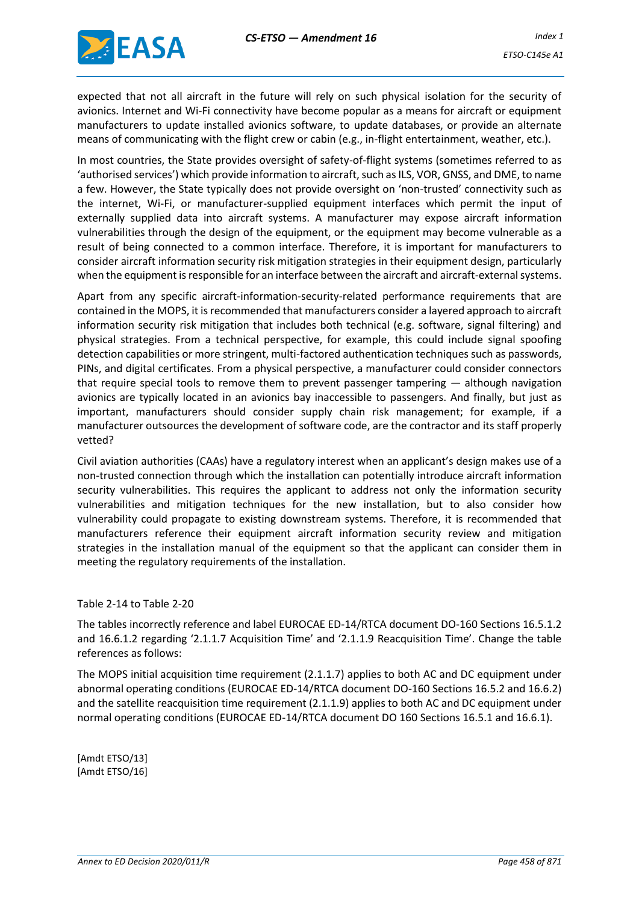expected that not all aircraft in the future will rely on such physical isolation for the security of avionics. Internet and Wi-Fi connectivity have become popular as a means for aircraft or equipment manufacturers to update installed avionics software, to update databases, or provide an alternate means of communicating with the flight crew or cabin (e.g., in-flight entertainment, weather, etc.).

In most countries, the State provides oversight of safety-of-flight systems (sometimes referred to as 'authorised services') which provide information to aircraft, such as ILS, VOR, GNSS, and DME, to name a few. However, the State typically does not provide oversight on 'non-trusted' connectivity such as the internet, Wi-Fi, or manufacturer-supplied equipment interfaces which permit the input of externally supplied data into aircraft systems. A manufacturer may expose aircraft information vulnerabilities through the design of the equipment, or the equipment may become vulnerable as a result of being connected to a common interface. Therefore, it is important for manufacturers to consider aircraft information security risk mitigation strategies in their equipment design, particularly when the equipment is responsible for an interface between the aircraft and aircraft-external systems.

Apart from any specific aircraft-information-security-related performance requirements that are contained in the MOPS, it is recommended that manufacturers consider a layered approach to aircraft information security risk mitigation that includes both technical (e.g. software, signal filtering) and physical strategies. From a technical perspective, for example, this could include signal spoofing detection capabilities or more stringent, multi-factored authentication techniques such as passwords, PINs, and digital certificates. From a physical perspective, a manufacturer could consider connectors that require special tools to remove them to prevent passenger tampering — although navigation avionics are typically located in an avionics bay inaccessible to passengers. And finally, but just as important, manufacturers should consider supply chain risk management; for example, if a manufacturer outsources the development of software code, are the contractor and its staff properly vetted?

Civil aviation authorities (CAAs) have a regulatory interest when an applicant's design makes use of a non-trusted connection through which the installation can potentially introduce aircraft information security vulnerabilities. This requires the applicant to address not only the information security vulnerabilities and mitigation techniques for the new installation, but to also consider how vulnerability could propagate to existing downstream systems. Therefore, it is recommended that manufacturers reference their equipment aircraft information security review and mitigation strategies in the installation manual of the equipment so that the applicant can consider them in meeting the regulatory requirements of the installation.

Table 2-14 to Table 2-20

The tables incorrectly reference and label EUROCAE ED-14/RTCA document DO-160 Sections 16.5.1.2 and 16.6.1.2 regarding '2.1.1.7 Acquisition Time' and '2.1.1.9 Reacquisition Time'. Change the table references as follows:

The MOPS initial acquisition time requirement (2.1.1.7) applies to both AC and DC equipment under abnormal operating conditions (EUROCAE ED-14/RTCA document DO-160 Sections 16.5.2 and 16.6.2) and the satellite reacquisition time requirement (2.1.1.9) applies to both AC and DC equipment under normal operating conditions (EUROCAE ED-14/RTCA document DO 160 Sections 16.5.1 and 16.6.1).

[Amdt ETSO/13]
[Amdt ETSO/16]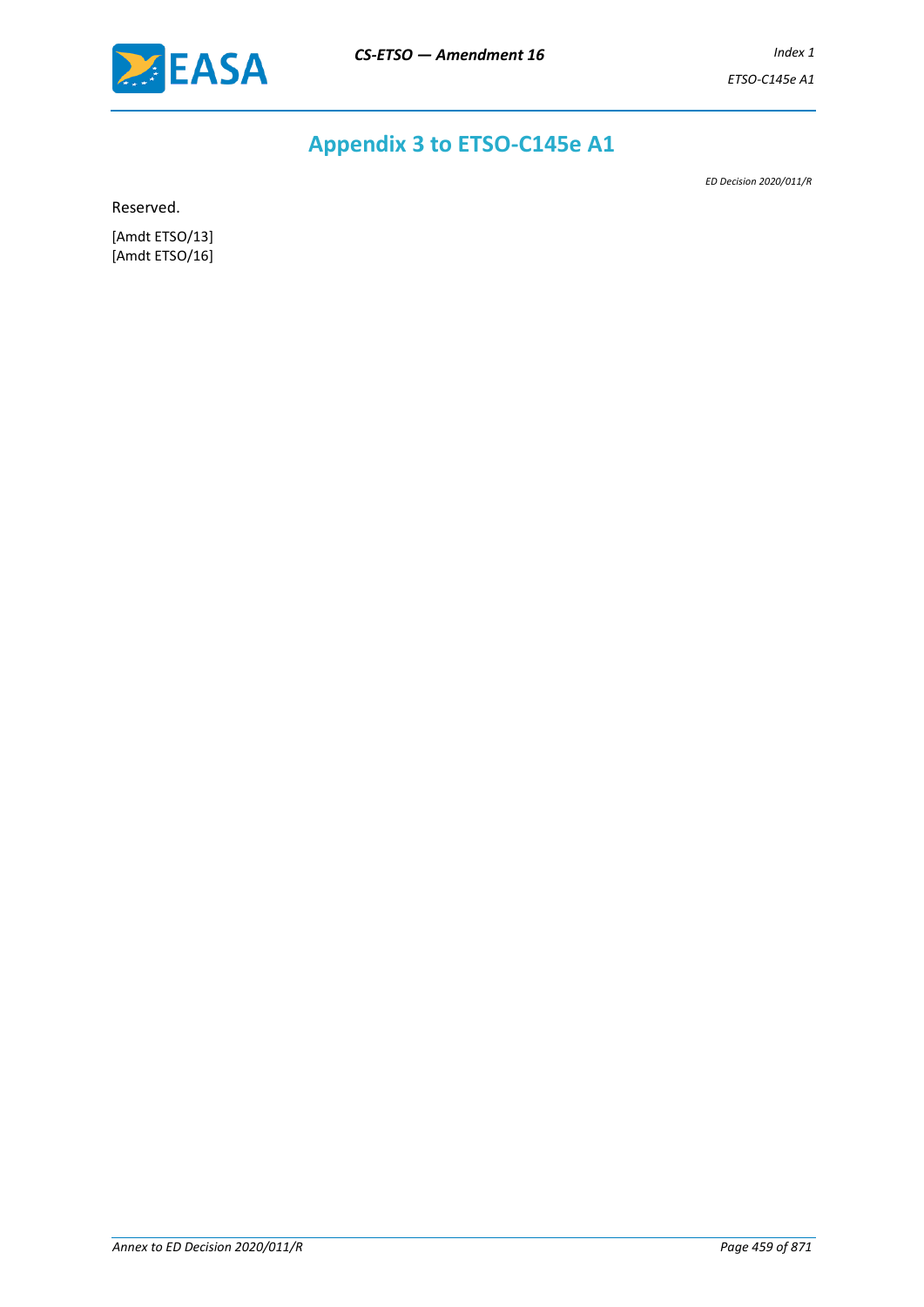# Appendix 3 to ETSO-C145e A1

*ED Decision 2020/011/R*

Reserved.

[Amdt ETSO/13]
[Amdt ETSO/16]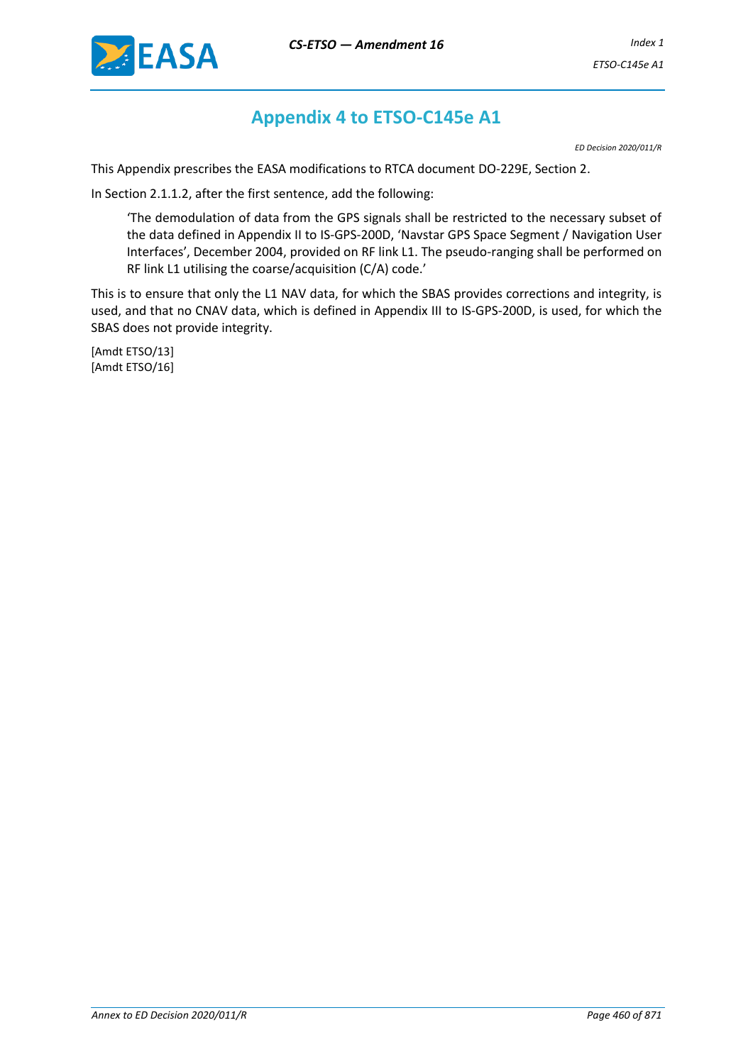# Appendix 4 to ETSO-C145e A1

*ED Decision 2020/011/R*

This Appendix prescribes the EASA modifications to RTCA document DO-229E, Section 2.

In Section 2.1.1.2, after the first sentence, add the following:

> 'The demodulation of data from the GPS signals shall be restricted to the necessary subset of the data defined in Appendix II to IS-GPS-200D, 'Navstar GPS Space Segment / Navigation User Interfaces', December 2004, provided on RF link L1. The pseudo-ranging shall be performed on RF link L1 utilising the coarse/acquisition (C/A) code.'

This is to ensure that only the L1 NAV data, for which the SBAS provides corrections and integrity, is used, and that no CNAV data, which is defined in Appendix III to IS-GPS-200D, is used, for which the SBAS does not provide integrity.

[Amdt ETSO/13]
[Amdt ETSO/16]